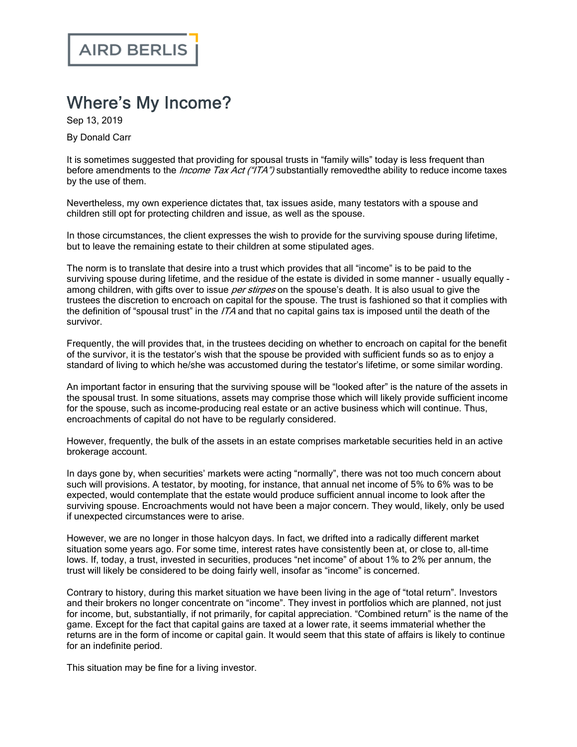AIRD BERLIS

# Where's My Income?

Sep 13, 2019

By Donald Carr

It is sometimes suggested that providing for spousal trusts in "family wills" today is less frequent than before amendments to the *Income Tax Act ("ITA")* substantially removedthe ability to reduce income taxes by the use of them.

Nevertheless, my own experience dictates that, tax issues aside, many testators with a spouse and children still opt for protecting children and issue, as well as the spouse.

In those circumstances, the client expresses the wish to provide for the surviving spouse during lifetime, but to leave the remaining estate to their children at some stipulated ages.

The norm is to translate that desire into a trust which provides that all "income" is to be paid to the surviving spouse during lifetime, and the residue of the estate is divided in some manner - usually equally - among children, with gifts over to issue *per stirpes* on the spouse's death. It is also usual to give the trustees the discretion to encroach on capital for the spouse. The trust is fashioned so that it complies with the definition of "spousal trust" in the *ITA* and that no capital gains tax is imposed until the death of the survivor.

Frequently, the will provides that, in the trustees deciding on whether to encroach on capital for the benefit of the survivor, it is the testator's wish that the spouse be provided with sufficient funds so as to enjoy a standard of living to which he/she was accustomed during the testator's lifetime, or some similar wording.

An important factor in ensuring that the surviving spouse will be "looked after" is the nature of the assets in the spousal trust. In some situations, assets may comprise those which will likely provide sufficient income for the spouse, such as income-producing real estate or an active business which will continue. Thus, encroachments of capital do not have to be regularly considered.

However, frequently, the bulk of the assets in an estate comprises marketable securities held in an active brokerage account.

In days gone by, when securities' markets were acting "normally", there was not too much concern about such will provisions. A testator, by mooting, for instance, that annual net income of 5% to 6% was to be expected, would contemplate that the estate would produce sufficient annual income to look after the surviving spouse. Encroachments would not have been a major concern. They would, likely, only be used if unexpected circumstances were to arise.

However, we are no longer in those halcyon days. In fact, we drifted into a radically different market situation some years ago. For some time, interest rates have consistently been at, or close to, all-time lows. If, today, a trust, invested in securities, produces "net income" of about 1% to 2% per annum, the trust will likely be considered to be doing fairly well, insofar as "income" is concerned.

Contrary to history, during this market situation we have been living in the age of "total return". Investors and their brokers no longer concentrate on "income". They invest in portfolios which are planned, not just for income, but, substantially, if not primarily, for capital appreciation. "Combined return" is the name of the game. Except for the fact that capital gains are taxed at a lower rate, it seems immaterial whether the returns are in the form of income or capital gain. It would seem that this state of affairs is likely to continue for an indefinite period.

This situation may be fine for a living investor.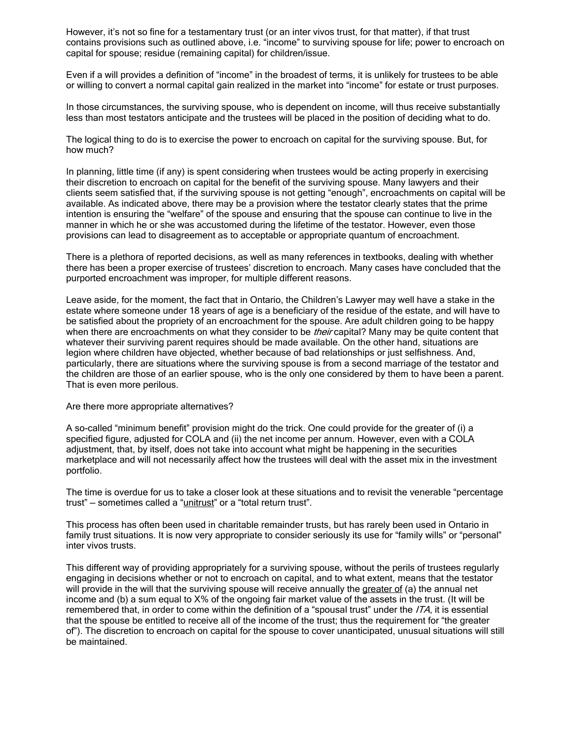However, it's not so fine for a testamentary trust (or an inter vivos trust, for that matter), if that trust contains provisions such as outlined above, i.e. "income" to surviving spouse for life; power to encroach on capital for spouse; residue (remaining capital) for children/issue.

Even if a will provides a definition of "income" in the broadest of terms, it is unlikely for trustees to be able or willing to convert a normal capital gain realized in the market into "income" for estate or trust purposes.

In those circumstances, the surviving spouse, who is dependent on income, will thus receive substantially less than most testators anticipate and the trustees will be placed in the position of deciding what to do.

The logical thing to do is to exercise the power to encroach on capital for the surviving spouse. But, for how much?

In planning, little time (if any) is spent considering when trustees would be acting properly in exercising their discretion to encroach on capital for the benefit of the surviving spouse. Many lawyers and their clients seem satisfied that, if the surviving spouse is not getting "enough", encroachments on capital will be available. As indicated above, there may be a provision where the testator clearly states that the prime intention is ensuring the "welfare" of the spouse and ensuring that the spouse can continue to live in the manner in which he or she was accustomed during the lifetime of the testator. However, even those provisions can lead to disagreement as to acceptable or appropriate quantum of encroachment.

There is a plethora of reported decisions, as well as many references in textbooks, dealing with whether there has been a proper exercise of trustees' discretion to encroach. Many cases have concluded that the purported encroachment was improper, for multiple different reasons.

Leave aside, for the moment, the fact that in Ontario, the Children's Lawyer may well have a stake in the estate where someone under 18 years of age is a beneficiary of the residue of the estate, and will have to be satisfied about the propriety of an encroachment for the spouse. Are adult children going to be happy when there are encroachments on what they consider to be *their* capital? Many may be quite content that whatever their surviving parent requires should be made available. On the other hand, situations are legion where children have objected, whether because of bad relationships or just selfishness. And, particularly, there are situations where the surviving spouse is from a second marriage of the testator and the children are those of an earlier spouse, who is the only one considered by them to have been a parent. That is even more perilous.

Are there more appropriate alternatives?

A so-called "minimum benefit" provision might do the trick. One could provide for the greater of (i) a specified figure, adjusted for COLA and (ii) the net income per annum. However, even with a COLA adjustment, that, by itself, does not take into account what might be happening in the securities marketplace and will not necessarily affect how the trustees will deal with the asset mix in the investment portfolio.

The time is overdue for us to take a closer look at these situations and to revisit the venerable "percentage trust" – sometimes called a "unitrust" or a "total return trust".

This process has often been used in charitable remainder trusts, but has rarely been used in Ontario in family trust situations. It is now very appropriate to consider seriously its use for "family wills" or "personal" inter vivos trusts.

This different way of providing appropriately for a surviving spouse, without the perils of trustees regularly engaging in decisions whether or not to encroach on capital, and to what extent, means that the testator will provide in the will that the surviving spouse will receive annually the greater of (a) the annual net income and (b) a sum equal to X% of the ongoing fair market value of the assets in the trust. (It will be remembered that, in order to come within the definition of a "spousal trust" under the *ITA*, it is essential that the spouse be entitled to receive all of the income of the trust; thus the requirement for "the greater of"). The discretion to encroach on capital for the spouse to cover unanticipated, unusual situations will still be maintained.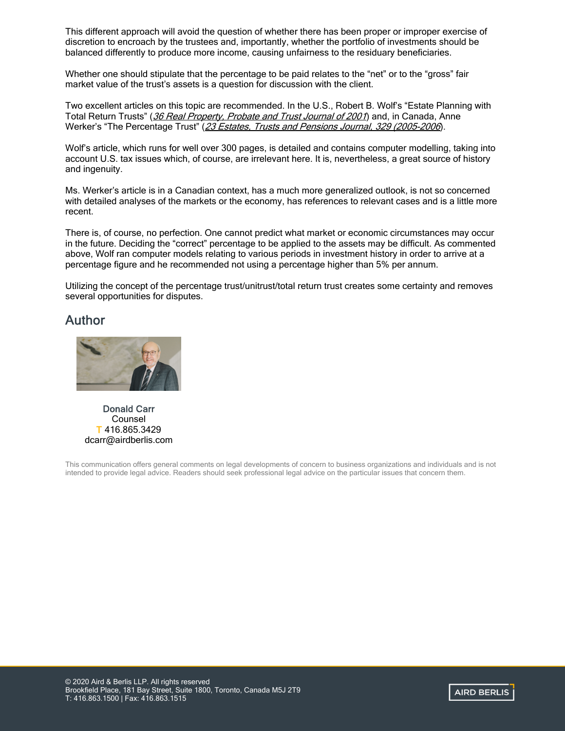This different approach will avoid the question of whether there has been proper or improper exercise of discretion to encroach by the trustees and, importantly, whether the portfolio of investments should be balanced differently to produce more income, causing unfairness to the residuary beneficiaries.

Whether one should stipulate that the percentage to be paid relates to the "net" or to the "gross" fair market value of the trust's assets is a question for discussion with the client.

Two excellent articles on this topic are recommended. In the U.S., Robert B. Wolf's "Estate Planning with Total Return Trusts" (*36 Real Property, Probate and Trust Journal of 2001*) and, in Canada, Anne Werker's "The Percentage Trust" (*23 Estates, Trusts and Pensions Journal, 329 (2005-2006*).

Wolf's article, which runs for well over 300 pages, is detailed and contains computer modelling, taking into account U.S. tax issues which, of course, are irrelevant here. It is, nevertheless, a great source of history and ingenuity.

Ms. Werker's article is in a Canadian context, has a much more generalized outlook, is not so concerned with detailed analyses of the markets or the economy, has references to relevant cases and is a little more recent.

There is, of course, no perfection. One cannot predict what market or economic circumstances may occur in the future. Deciding the "correct" percentage to be applied to the assets may be difficult. As commented above, Wolf ran computer models relating to various periods in investment history in order to arrive at a percentage figure and he recommended not using a percentage higher than 5% per annum.

Utilizing the concept of the percentage trust/unitrust/total return trust creates some certainty and removes several opportunities for disputes.

## Author

**Donald Carr**
Counsel
T 416.865.3429
dcarr@airdberlis.com

This communication offers general comments on legal developments of concern to business organizations and individuals and is not intended to provide legal advice. Readers should seek professional legal advice on the particular issues that concern them.

© 2020 Aird & Berlis LLP. All rights reserved
Brookfield Place, 181 Bay Street, Suite 1800, Toronto, Canada M5J 2T9
T: 416.863.1500 | Fax: 416.863.1515

AIRD BERLIS